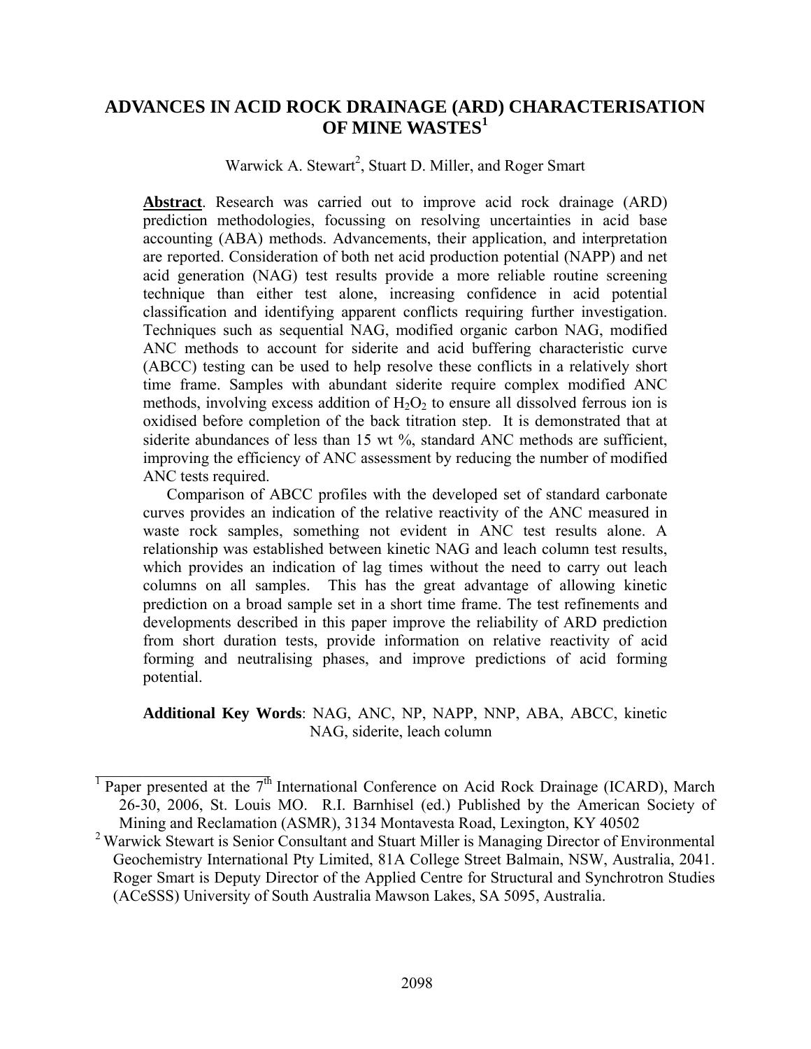# ADVANCES IN ACID ROCK DRAINAGE (ARD) CHARACTERISATION OF MINE WASTES[1]

Warwick A. Stewart[2], Stuart D. Miller, and Roger Smart

**Abstract**. Research was carried out to improve acid rock drainage (ARD) prediction methodologies, focussing on resolving uncertainties in acid base accounting (ABA) methods. Advancements, their application, and interpretation are reported. Consideration of both net acid production potential (NAPP) and net acid generation (NAG) test results provide a more reliable routine screening technique than either test alone, increasing confidence in acid potential classification and identifying apparent conflicts requiring further investigation. Techniques such as sequential NAG, modified organic carbon NAG, modified ANC methods to account for siderite and acid buffering characteristic curve (ABCC) testing can be used to help resolve these conflicts in a relatively short time frame. Samples with abundant siderite require complex modified ANC methods, involving excess addition of $H_2O_2$ to ensure all dissolved ferrous ion is oxidised before completion of the back titration step. It is demonstrated that at siderite abundances of less than 15 wt %, standard ANC methods are sufficient, improving the efficiency of ANC assessment by reducing the number of modified ANC tests required.

Comparison of ABCC profiles with the developed set of standard carbonate curves provides an indication of the relative reactivity of the ANC measured in waste rock samples, something not evident in ANC test results alone. A relationship was established between kinetic NAG and leach column test results, which provides an indication of lag times without the need to carry out leach columns on all samples. This has the great advantage of allowing kinetic prediction on a broad sample set in a short time frame. The test refinements and developments described in this paper improve the reliability of ARD prediction from short duration tests, provide information on relative reactivity of acid forming and neutralising phases, and improve predictions of acid forming potential.

**Additional Key Words**: NAG, ANC, NP, NAPP, NNP, ABA, ABCC, kinetic NAG, siderite, leach column

---

[1] Paper presented at the 7th International Conference on Acid Rock Drainage (ICARD), March 26-30, 2006, St. Louis MO. R.I. Barnhisel (ed.) Published by the American Society of Mining and Reclamation (ASMR), 3134 Montavesta Road, Lexington, KY 40502

[2] Warwick Stewart is Senior Consultant and Stuart Miller is Managing Director of Environmental Geochemistry International Pty Limited, 81A College Street Balmain, NSW, Australia, 2041. Roger Smart is Deputy Director of the Applied Centre for Structural and Synchrotron Studies (ACeSSS) University of South Australia Mawson Lakes, SA 5095, Australia.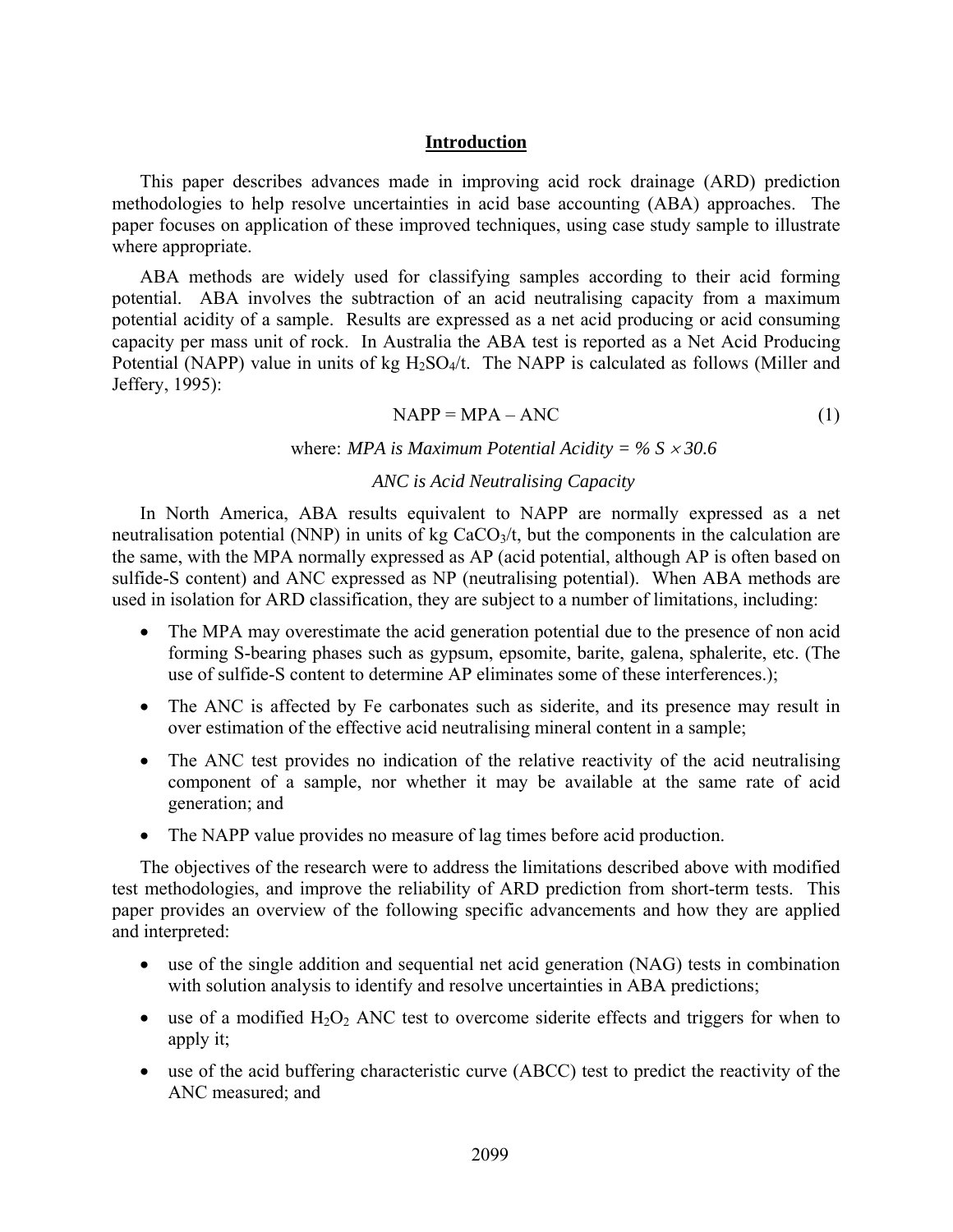## Introduction

This paper describes advances made in improving acid rock drainage (ARD) prediction methodologies to help resolve uncertainties in acid base accounting (ABA) approaches. The paper focuses on application of these improved techniques, using case study sample to illustrate where appropriate.

ABA methods are widely used for classifying samples according to their acid forming potential. ABA involves the subtraction of an acid neutralising capacity from a maximum potential acidity of a sample. Results are expressed as a net acid producing or acid consuming capacity per mass unit of rock. In Australia the ABA test is reported as a Net Acid Producing Potential (NAPP) value in units of kg $H_2SO_4$/t. The NAPP is calculated as follows (Miller and Jeffery, 1995):

$$\text{NAPP} = \text{MPA} - \text{ANC} \tag{1}$$

where: *MPA is Maximum Potential Acidity = % S* $\times$ *30.6*

*ANC is Acid Neutralising Capacity*

In North America, ABA results equivalent to NAPP are normally expressed as a net neutralisation potential (NNP) in units of kg $CaCO_3$/t, but the components in the calculation are the same, with the MPA normally expressed as AP (acid potential, although AP is often based on sulfide-S content) and ANC expressed as NP (neutralising potential). When ABA methods are used in isolation for ARD classification, they are subject to a number of limitations, including:

- The MPA may overestimate the acid generation potential due to the presence of non acid forming S-bearing phases such as gypsum, epsomite, barite, galena, sphalerite, etc. (The use of sulfide-S content to determine AP eliminates some of these interferences.);
- The ANC is affected by Fe carbonates such as siderite, and its presence may result in over estimation of the effective acid neutralising mineral content in a sample;
- The ANC test provides no indication of the relative reactivity of the acid neutralising component of a sample, nor whether it may be available at the same rate of acid generation; and
- The NAPP value provides no measure of lag times before acid production.

The objectives of the research were to address the limitations described above with modified test methodologies, and improve the reliability of ARD prediction from short-term tests. This paper provides an overview of the following specific advancements and how they are applied and interpreted:

- use of the single addition and sequential net acid generation (NAG) tests in combination with solution analysis to identify and resolve uncertainties in ABA predictions;
- use of a modified $H_2O_2$ ANC test to overcome siderite effects and triggers for when to apply it;
- use of the acid buffering characteristic curve (ABCC) test to predict the reactivity of the ANC measured; and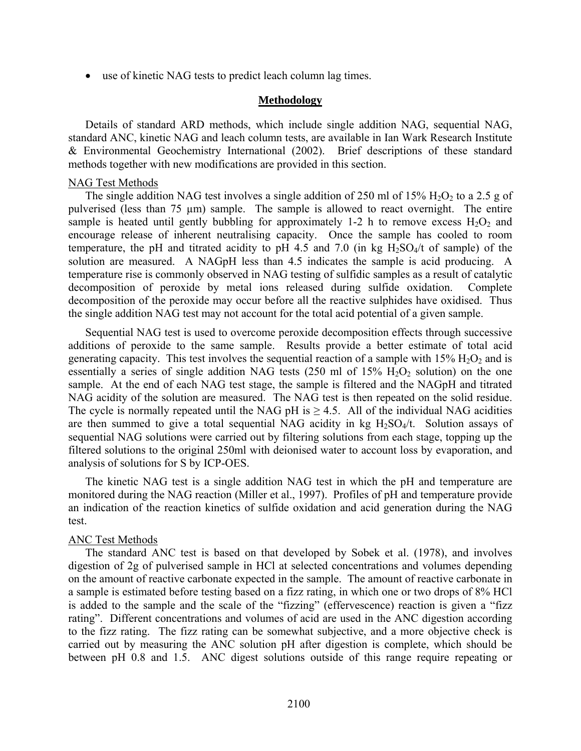- use of kinetic NAG tests to predict leach column lag times.

## Methodology

Details of standard ARD methods, which include single addition NAG, sequential NAG, standard ANC, kinetic NAG and leach column tests, are available in Ian Wark Research Institute & Environmental Geochemistry International (2002). Brief descriptions of these standard methods together with new modifications are provided in this section.

### NAG Test Methods

The single addition NAG test involves a single addition of 250 ml of 15% $H_2O_2$ to a 2.5 g of pulverised (less than 75 µm) sample. The sample is allowed to react overnight. The entire sample is heated until gently bubbling for approximately 1-2 h to remove excess $H_2O_2$ and encourage release of inherent neutralising capacity. Once the sample has cooled to room temperature, the pH and titrated acidity to pH 4.5 and 7.0 (in kg $H_2SO_4$/t of sample) of the solution are measured. A NAGpH less than 4.5 indicates the sample is acid producing. A temperature rise is commonly observed in NAG testing of sulfidic samples as a result of catalytic decomposition of peroxide by metal ions released during sulfide oxidation. Complete decomposition of the peroxide may occur before all the reactive sulphides have oxidised. Thus the single addition NAG test may not account for the total acid potential of a given sample.

Sequential NAG test is used to overcome peroxide decomposition effects through successive additions of peroxide to the same sample. Results provide a better estimate of total acid generating capacity. This test involves the sequential reaction of a sample with 15% $H_2O_2$ and is essentially a series of single addition NAG tests (250 ml of 15% $H_2O_2$ solution) on the one sample. At the end of each NAG test stage, the sample is filtered and the NAGpH and titrated NAG acidity of the solution are measured. The NAG test is then repeated on the solid residue. The cycle is normally repeated until the NAG pH is $\geq 4.5$. All of the individual NAG acidities are then summed to give a total sequential NAG acidity in kg $H_2SO_4$/t. Solution assays of sequential NAG solutions were carried out by filtering solutions from each stage, topping up the filtered solutions to the original 250ml with deionised water to account loss by evaporation, and analysis of solutions for S by ICP-OES.

The kinetic NAG test is a single addition NAG test in which the pH and temperature are monitored during the NAG reaction (Miller et al., 1997). Profiles of pH and temperature provide an indication of the reaction kinetics of sulfide oxidation and acid generation during the NAG test.

### ANC Test Methods

The standard ANC test is based on that developed by Sobek et al. (1978), and involves digestion of 2g of pulverised sample in HCl at selected concentrations and volumes depending on the amount of reactive carbonate expected in the sample. The amount of reactive carbonate in a sample is estimated before testing based on a fizz rating, in which one or two drops of 8% HCl is added to the sample and the scale of the "fizzing" (effervescence) reaction is given a "fizz rating". Different concentrations and volumes of acid are used in the ANC digestion according to the fizz rating. The fizz rating can be somewhat subjective, and a more objective check is carried out by measuring the ANC solution pH after digestion is complete, which should be between pH 0.8 and 1.5. ANC digest solutions outside of this range require repeating or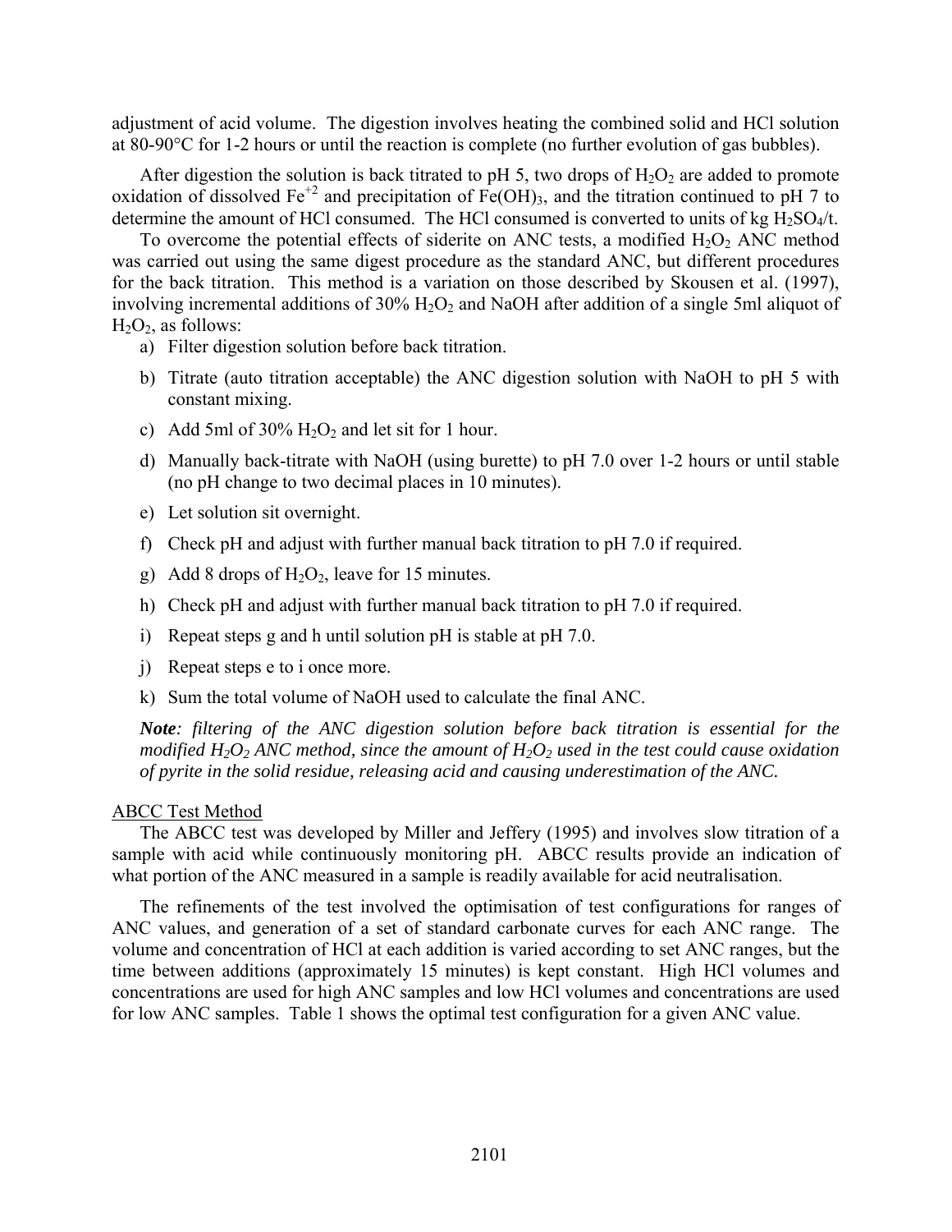adjustment of acid volume. The digestion involves heating the combined solid and HCl solution at 80-90°C for 1-2 hours or until the reaction is complete (no further evolution of gas bubbles).

After digestion the solution is back titrated to pH 5, two drops of $H_2O_2$ are added to promote oxidation of dissolved $Fe^{+2}$ and precipitation of $Fe(OH)_3$, and the titration continued to pH 7 to determine the amount of HCl consumed. The HCl consumed is converted to units of kg $H_2SO_4$/t.

To overcome the potential effects of siderite on ANC tests, a modified $H_2O_2$ ANC method was carried out using the same digest procedure as the standard ANC, but different procedures for the back titration. This method is a variation on those described by Skousen et al. (1997), involving incremental additions of 30% $H_2O_2$ and NaOH after addition of a single 5ml aliquot of $H_2O_2$, as follows:

a) Filter digestion solution before back titration.
b) Titrate (auto titration acceptable) the ANC digestion solution with NaOH to pH 5 with constant mixing.
c) Add 5ml of 30% $H_2O_2$ and let sit for 1 hour.
d) Manually back-titrate with NaOH (using burette) to pH 7.0 over 1-2 hours or until stable (no pH change to two decimal places in 10 minutes).
e) Let solution sit overnight.
f) Check pH and adjust with further manual back titration to pH 7.0 if required.
g) Add 8 drops of $H_2O_2$, leave for 15 minutes.
h) Check pH and adjust with further manual back titration to pH 7.0 if required.
i) Repeat steps g and h until solution pH is stable at pH 7.0.
j) Repeat steps e to i once more.
k) Sum the total volume of NaOH used to calculate the final ANC.

***Note**: filtering of the ANC digestion solution before back titration is essential for the modified $H_2O_2$ ANC method, since the amount of $H_2O_2$ used in the test could cause oxidation of pyrite in the solid residue, releasing acid and causing underestimation of the ANC.*

ABCC Test Method

The ABCC test was developed by Miller and Jeffery (1995) and involves slow titration of a sample with acid while continuously monitoring pH. ABCC results provide an indication of what portion of the ANC measured in a sample is readily available for acid neutralisation.

The refinements of the test involved the optimisation of test configurations for ranges of ANC values, and generation of a set of standard carbonate curves for each ANC range. The volume and concentration of HCl at each addition is varied according to set ANC ranges, but the time between additions (approximately 15 minutes) is kept constant. High HCl volumes and concentrations are used for high ANC samples and low HCl volumes and concentrations are used for low ANC samples. Table 1 shows the optimal test configuration for a given ANC value.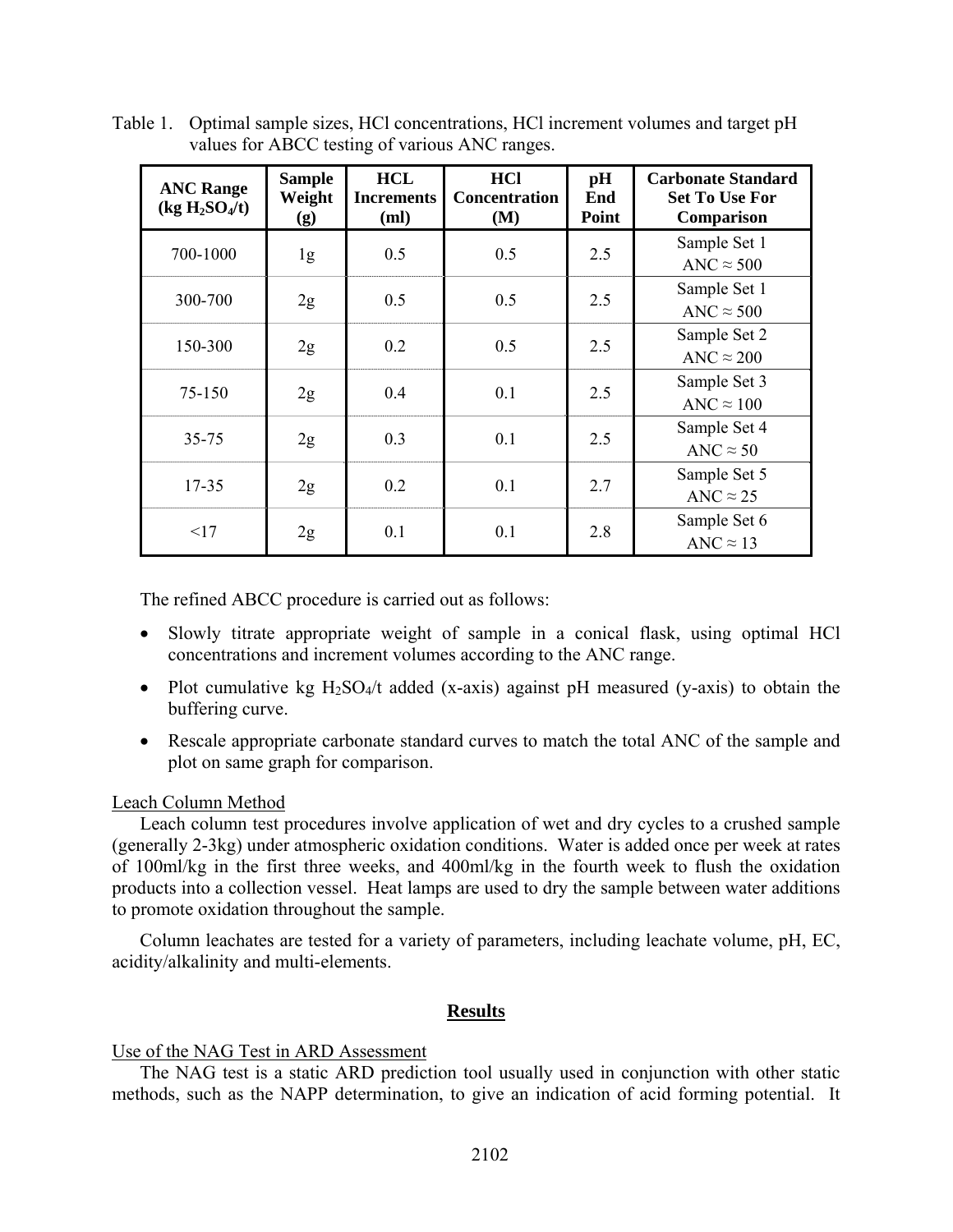Table 1. Optimal sample sizes, HCl concentrations, HCl increment volumes and target pH values for ABCC testing of various ANC ranges.

| ANC Range (kg $H_2SO_4$/t) | Sample Weight (g) | HCL Increments (ml) | HCl Concentration (M) | pH End Point | Carbonate Standard Set To Use For Comparison |
|---|---|---|---|---|---|
| 700-1000 | 1g | 0.5 | 0.5 | 2.5 | Sample Set 1 ANC ≈ 500 |
| 300-700 | 2g | 0.5 | 0.5 | 2.5 | Sample Set 1 ANC ≈ 500 |
| 150-300 | 2g | 0.2 | 0.5 | 2.5 | Sample Set 2 ANC ≈ 200 |
| 75-150 | 2g | 0.4 | 0.1 | 2.5 | Sample Set 3 ANC ≈ 100 |
| 35-75 | 2g | 0.3 | 0.1 | 2.5 | Sample Set 4 ANC ≈ 50 |
| 17-35 | 2g | 0.2 | 0.1 | 2.7 | Sample Set 5 ANC ≈ 25 |
| <17 | 2g | 0.1 | 0.1 | 2.8 | Sample Set 6 ANC ≈ 13 |

The refined ABCC procedure is carried out as follows:

- Slowly titrate appropriate weight of sample in a conical flask, using optimal HCl concentrations and increment volumes according to the ANC range.
- Plot cumulative kg $H_2SO_4$/t added (x-axis) against pH measured (y-axis) to obtain the buffering curve.
- Rescale appropriate carbonate standard curves to match the total ANC of the sample and plot on same graph for comparison.

Leach Column Method

Leach column test procedures involve application of wet and dry cycles to a crushed sample (generally 2-3kg) under atmospheric oxidation conditions. Water is added once per week at rates of 100ml/kg in the first three weeks, and 400ml/kg in the fourth week to flush the oxidation products into a collection vessel. Heat lamps are used to dry the sample between water additions to promote oxidation throughout the sample.

Column leachates are tested for a variety of parameters, including leachate volume, pH, EC, acidity/alkalinity and multi-elements.

## Results

Use of the NAG Test in ARD Assessment

The NAG test is a static ARD prediction tool usually used in conjunction with other static methods, such as the NAPP determination, to give an indication of acid forming potential. It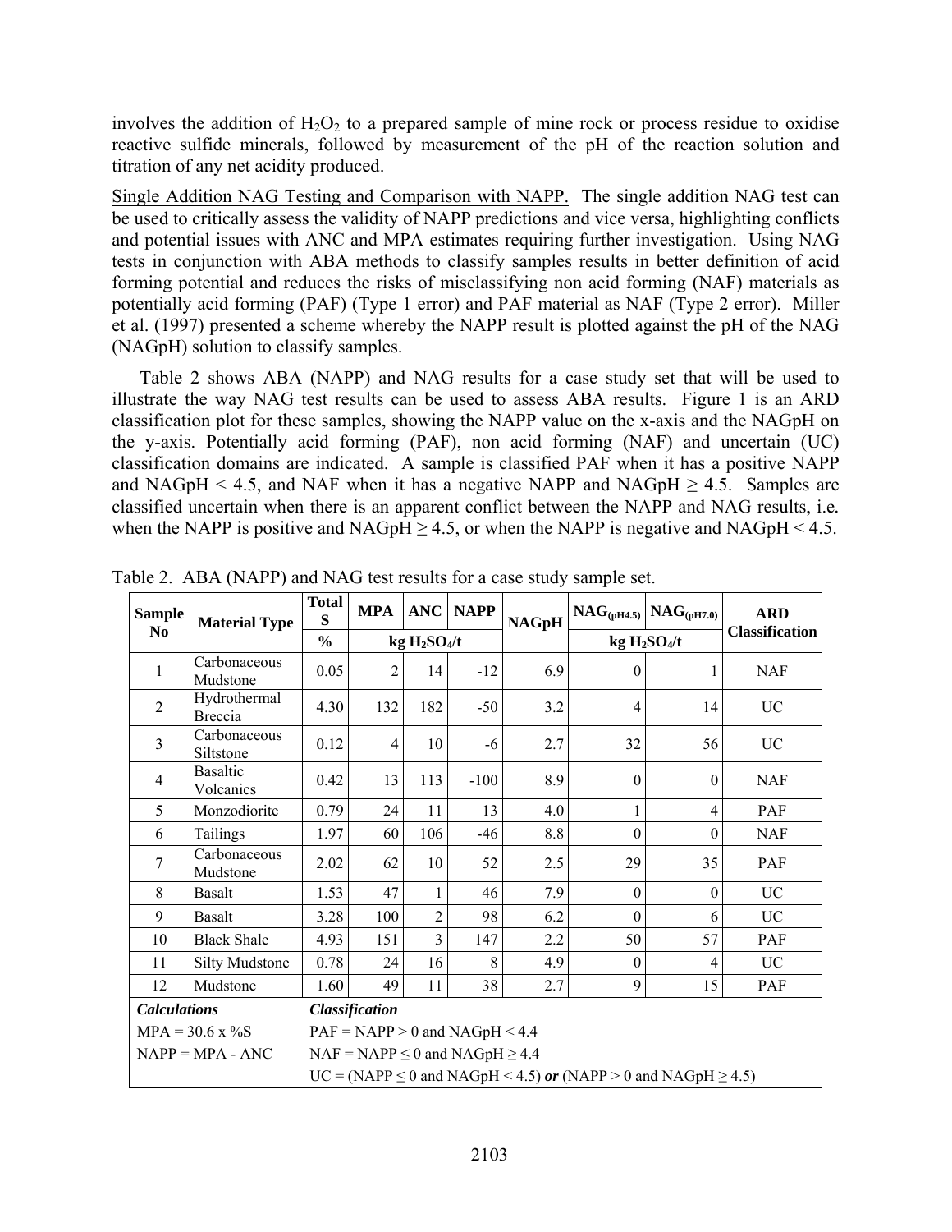involves the addition of $H_2O_2$ to a prepared sample of mine rock or process residue to oxidise reactive sulfide minerals, followed by measurement of the pH of the reaction solution and titration of any net acidity produced.

Single Addition NAG Testing and Comparison with NAPP. The single addition NAG test can be used to critically assess the validity of NAPP predictions and vice versa, highlighting conflicts and potential issues with ANC and MPA estimates requiring further investigation. Using NAG tests in conjunction with ABA methods to classify samples results in better definition of acid forming potential and reduces the risks of misclassifying non acid forming (NAF) materials as potentially acid forming (PAF) (Type 1 error) and PAF material as NAF (Type 2 error). Miller et al. (1997) presented a scheme whereby the NAPP result is plotted against the pH of the NAG (NAGpH) solution to classify samples.

Table 2 shows ABA (NAPP) and NAG results for a case study set that will be used to illustrate the way NAG test results can be used to assess ABA results. Figure 1 is an ARD classification plot for these samples, showing the NAPP value on the x-axis and the NAGpH on the y-axis. Potentially acid forming (PAF), non acid forming (NAF) and uncertain (UC) classification domains are indicated. A sample is classified PAF when it has a positive NAPP and NAGpH < 4.5, and NAF when it has a negative NAPP and NAGpH ≥ 4.5. Samples are classified uncertain when there is an apparent conflict between the NAPP and NAG results, i.e. when the NAPP is positive and NAGpH ≥ 4.5, or when the NAPP is negative and NAGpH < 4.5.

Table 2. ABA (NAPP) and NAG test results for a case study sample set.

| Sample No | Material Type | Total S | MPA | ANC | NAPP | NAGpH | $NAG_{(pH4.5)}$ | $NAG_{(pH7.0)}$ | ARD Classification |
|---|---|---|---|---|---|---|---|---|---|
| | | % | kg $H_2SO_4$/t | | | | kg $H_2SO_4$/t | | |
| 1 | Carbonaceous Mudstone | 0.05 | 2 | 14 | -12 | 6.9 | 0 | 1 | NAF |
| 2 | Hydrothermal Breccia | 4.30 | 132 | 182 | -50 | 3.2 | 4 | 14 | UC |
| 3 | Carbonaceous Siltstone | 0.12 | 4 | 10 | -6 | 2.7 | 32 | 56 | UC |
| 4 | Basaltic Volcanics | 0.42 | 13 | 113 | -100 | 8.9 | 0 | 0 | NAF |
| 5 | Monzodiorite | 0.79 | 24 | 11 | 13 | 4.0 | 1 | 4 | PAF |
| 6 | Tailings | 1.97 | 60 | 106 | -46 | 8.8 | 0 | 0 | NAF |
| 7 | Carbonaceous Mudstone | 2.02 | 62 | 10 | 52 | 2.5 | 29 | 35 | PAF |
| 8 | Basalt | 1.53 | 47 | 1 | 46 | 7.9 | 0 | 0 | UC |
| 9 | Basalt | 3.28 | 100 | 2 | 98 | 6.2 | 0 | 6 | UC |
| 10 | Black Shale | 4.93 | 151 | 3 | 147 | 2.2 | 50 | 57 | PAF |
| 11 | Silty Mudstone | 0.78 | 24 | 16 | 8 | 4.9 | 0 | 4 | UC |
| 12 | Mudstone | 1.60 | 49 | 11 | 38 | 2.7 | 9 | 15 | PAF |
| ***Calculations*** | | ***Classification*** | | | | | | | |
| MPA = 30.6 x %S | | PAF = NAPP > 0 and NAGpH < 4.4 | | | | | | | |
| NAPP = MPA - ANC | | NAF = NAPP ≤ 0 and NAGpH ≥ 4.4 | | | | | | | |
| | | UC = (NAPP ≤ 0 and NAGpH < 4.5) ***or*** (NAPP > 0 and NAGpH ≥ 4.5) | | | | | | | |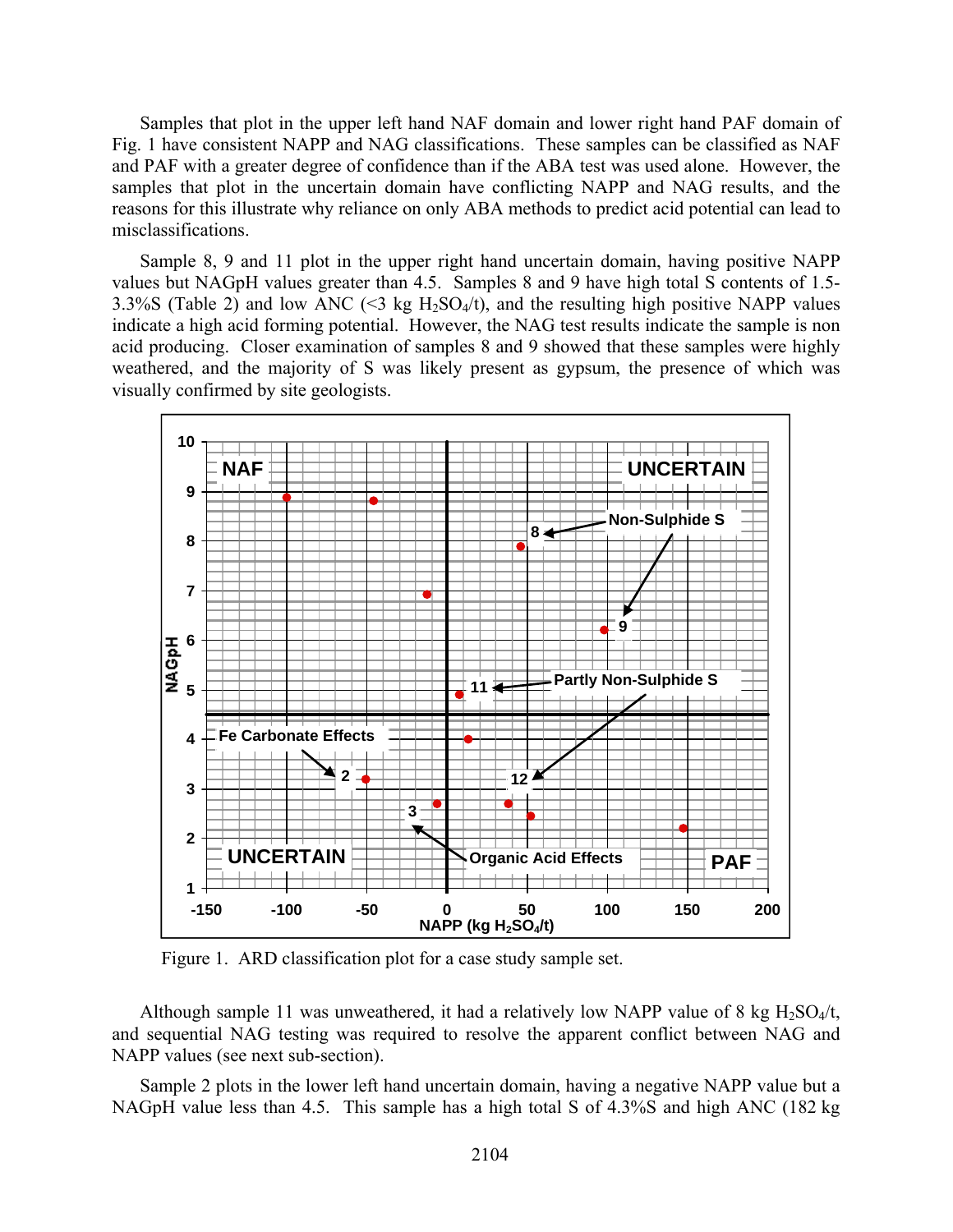Samples that plot in the upper left hand NAF domain and lower right hand PAF domain of Fig. 1 have consistent NAPP and NAG classifications. These samples can be classified as NAF and PAF with a greater degree of confidence than if the ABA test was used alone. However, the samples that plot in the uncertain domain have conflicting NAPP and NAG results, and the reasons for this illustrate why reliance on only ABA methods to predict acid potential can lead to misclassifications.

Sample 8, 9 and 11 plot in the upper right hand uncertain domain, having positive NAPP values but NAGpH values greater than 4.5. Samples 8 and 9 have high total S contents of 1.5-3.3%S (Table 2) and low ANC (<3 kg $H_2SO_4$/t), and the resulting high positive NAPP values indicate a high acid forming potential. However, the NAG test results indicate the sample is non acid producing. Closer examination of samples 8 and 9 showed that these samples were highly weathered, and the majority of S was likely present as gypsum, the presence of which was visually confirmed by site geologists.

Figure 1. ARD classification plot for a case study sample set.

Although sample 11 was unweathered, it had a relatively low NAPP value of 8 kg $H_2SO_4$/t, and sequential NAG testing was required to resolve the apparent conflict between NAG and NAPP values (see next sub-section).

Sample 2 plots in the lower left hand uncertain domain, having a negative NAPP value but a NAGpH value less than 4.5. This sample has a high total S of 4.3%S and high ANC (182 kg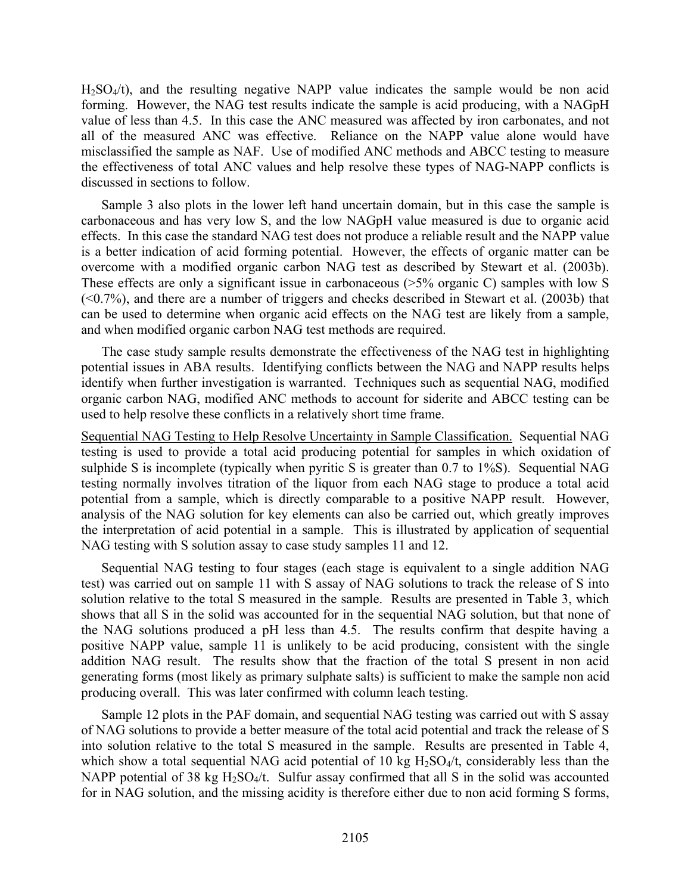$H_2SO_4$/t), and the resulting negative NAPP value indicates the sample would be non acid forming. However, the NAG test results indicate the sample is acid producing, with a NAGpH value of less than 4.5. In this case the ANC measured was affected by iron carbonates, and not all of the measured ANC was effective. Reliance on the NAPP value alone would have misclassified the sample as NAF. Use of modified ANC methods and ABCC testing to measure the effectiveness of total ANC values and help resolve these types of NAG-NAPP conflicts is discussed in sections to follow.

Sample 3 also plots in the lower left hand uncertain domain, but in this case the sample is carbonaceous and has very low S, and the low NAGpH value measured is due to organic acid effects. In this case the standard NAG test does not produce a reliable result and the NAPP value is a better indication of acid forming potential. However, the effects of organic matter can be overcome with a modified organic carbon NAG test as described by Stewart et al. (2003b). These effects are only a significant issue in carbonaceous (>5% organic C) samples with low S (<0.7%), and there are a number of triggers and checks described in Stewart et al. (2003b) that can be used to determine when organic acid effects on the NAG test are likely from a sample, and when modified organic carbon NAG test methods are required.

The case study sample results demonstrate the effectiveness of the NAG test in highlighting potential issues in ABA results. Identifying conflicts between the NAG and NAPP results helps identify when further investigation is warranted. Techniques such as sequential NAG, modified organic carbon NAG, modified ANC methods to account for siderite and ABCC testing can be used to help resolve these conflicts in a relatively short time frame.

<u>Sequential NAG Testing to Help Resolve Uncertainty in Sample Classification.</u> Sequential NAG testing is used to provide a total acid producing potential for samples in which oxidation of sulphide S is incomplete (typically when pyritic S is greater than 0.7 to 1%S). Sequential NAG testing normally involves titration of the liquor from each NAG stage to produce a total acid potential from a sample, which is directly comparable to a positive NAPP result. However, analysis of the NAG solution for key elements can also be carried out, which greatly improves the interpretation of acid potential in a sample. This is illustrated by application of sequential NAG testing with S solution assay to case study samples 11 and 12.

Sequential NAG testing to four stages (each stage is equivalent to a single addition NAG test) was carried out on sample 11 with S assay of NAG solutions to track the release of S into solution relative to the total S measured in the sample. Results are presented in Table 3, which shows that all S in the solid was accounted for in the sequential NAG solution, but that none of the NAG solutions produced a pH less than 4.5. The results confirm that despite having a positive NAPP value, sample 11 is unlikely to be acid producing, consistent with the single addition NAG result. The results show that the fraction of the total S present in non acid generating forms (most likely as primary sulphate salts) is sufficient to make the sample non acid producing overall. This was later confirmed with column leach testing.

Sample 12 plots in the PAF domain, and sequential NAG testing was carried out with S assay of NAG solutions to provide a better measure of the total acid potential and track the release of S into solution relative to the total S measured in the sample. Results are presented in Table 4, which show a total sequential NAG acid potential of 10 kg $H_2SO_4$/t, considerably less than the NAPP potential of 38 kg $H_2SO_4$/t. Sulfur assay confirmed that all S in the solid was accounted for in NAG solution, and the missing acidity is therefore either due to non acid forming S forms,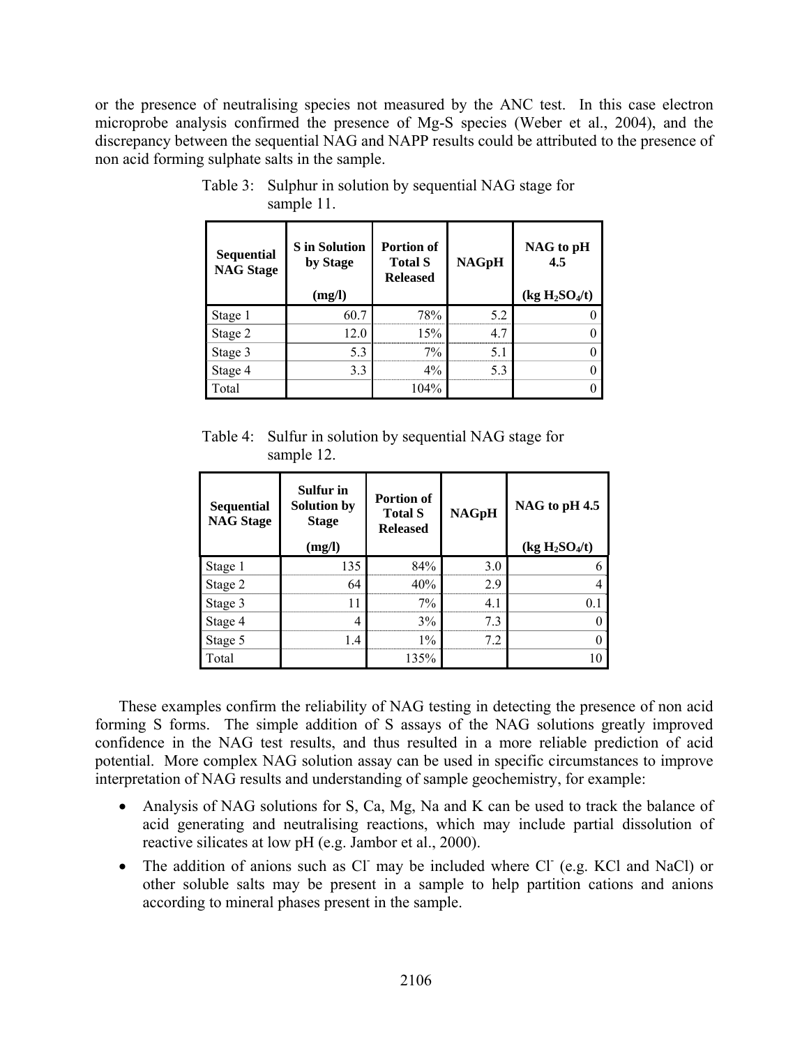or the presence of neutralising species not measured by the ANC test. In this case electron microprobe analysis confirmed the presence of Mg-S species (Weber et al., 2004), and the discrepancy between the sequential NAG and NAPP results could be attributed to the presence of non acid forming sulphate salts in the sample.

Table 3: Sulphur in solution by sequential NAG stage for sample 11.

| Sequential NAG Stage | S in Solution by Stage (mg/l) | Portion of Total S Released | NAGpH | NAG to pH 4.5 (kg $H_2SO_4$/t) |
|---|---|---|---|---|
| Stage 1 | 60.7 | 78% | 5.2 | 0 |
| Stage 2 | 12.0 | 15% | 4.7 | 0 |
| Stage 3 | 5.3 | 7% | 5.1 | 0 |
| Stage 4 | 3.3 | 4% | 5.3 | 0 |
| Total | | 104% | | 0 |

Table 4: Sulfur in solution by sequential NAG stage for sample 12.

| Sequential NAG Stage | Sulfur in Solution by Stage (mg/l) | Portion of Total S Released | NAGpH | NAG to pH 4.5 (kg $H_2SO_4$/t) |
|---|---|---|---|---|
| Stage 1 | 135 | 84% | 3.0 | 6 |
| Stage 2 | 64 | 40% | 2.9 | 4 |
| Stage 3 | 11 | 7% | 4.1 | 0.1 |
| Stage 4 | 4 | 3% | 7.3 | 0 |
| Stage 5 | 1.4 | 1% | 7.2 | 0 |
| Total | | 135% | | 10 |

These examples confirm the reliability of NAG testing in detecting the presence of non acid forming S forms. The simple addition of S assays of the NAG solutions greatly improved confidence in the NAG test results, and thus resulted in a more reliable prediction of acid potential. More complex NAG solution assay can be used in specific circumstances to improve interpretation of NAG results and understanding of sample geochemistry, for example:

- Analysis of NAG solutions for S, Ca, Mg, Na and K can be used to track the balance of acid generating and neutralising reactions, which may include partial dissolution of reactive silicates at low pH (e.g. Jambor et al., 2000).
- The addition of anions such as $Cl^-$ may be included where $Cl^-$ (e.g. KCl and NaCl) or other soluble salts may be present in a sample to help partition cations and anions according to mineral phases present in the sample.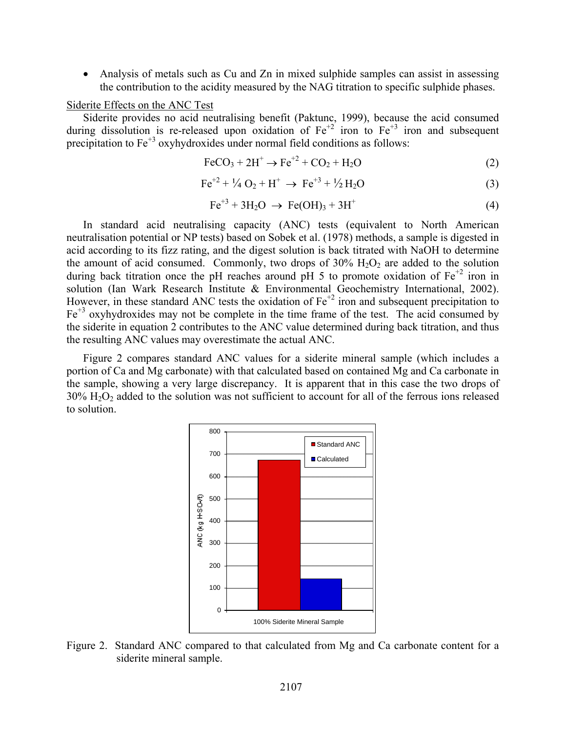- Analysis of metals such as Cu and Zn in mixed sulphide samples can assist in assessing the contribution to the acidity measured by the NAG titration to specific sulphide phases.

Siderite Effects on the ANC Test

Siderite provides no acid neutralising benefit (Paktunc, 1999), because the acid consumed during dissolution is re-released upon oxidation of $Fe^{+2}$ iron to $Fe^{+3}$ iron and subsequent precipitation to $Fe^{+3}$ oxyhydroxides under normal field conditions as follows:

$$FeCO_3 + 2H^+ \rightarrow Fe^{+2} + CO_2 + H_2O \quad (2)$$

$$Fe^{+2} + \tfrac{1}{4}\,O_2 + H^+ \rightarrow Fe^{+3} + \tfrac{1}{2}\,H_2O \quad (3)$$

$$Fe^{+3} + 3H_2O \rightarrow Fe(OH)_3 + 3H^+ \quad (4)$$

In standard acid neutralising capacity (ANC) tests (equivalent to North American neutralisation potential or NP tests) based on Sobek et al. (1978) methods, a sample is digested in acid according to its fizz rating, and the digest solution is back titrated with NaOH to determine the amount of acid consumed. Commonly, two drops of 30% $H_2O_2$ are added to the solution during back titration once the pH reaches around pH 5 to promote oxidation of $Fe^{+2}$ iron in solution (Ian Wark Research Institute & Environmental Geochemistry International, 2002). However, in these standard ANC tests the oxidation of $Fe^{+2}$ iron and subsequent precipitation to $Fe^{+3}$ oxyhydroxides may not be complete in the time frame of the test. The acid consumed by the siderite in equation 2 contributes to the ANC value determined during back titration, and thus the resulting ANC values may overestimate the actual ANC.

Figure 2 compares standard ANC values for a siderite mineral sample (which includes a portion of Ca and Mg carbonate) with that calculated based on contained Mg and Ca carbonate in the sample, showing a very large discrepancy. It is apparent that in this case the two drops of 30% $H_2O_2$ added to the solution was not sufficient to account for all of the ferrous ions released to solution.

Figure 2. Standard ANC compared to that calculated from Mg and Ca carbonate content for a siderite mineral sample.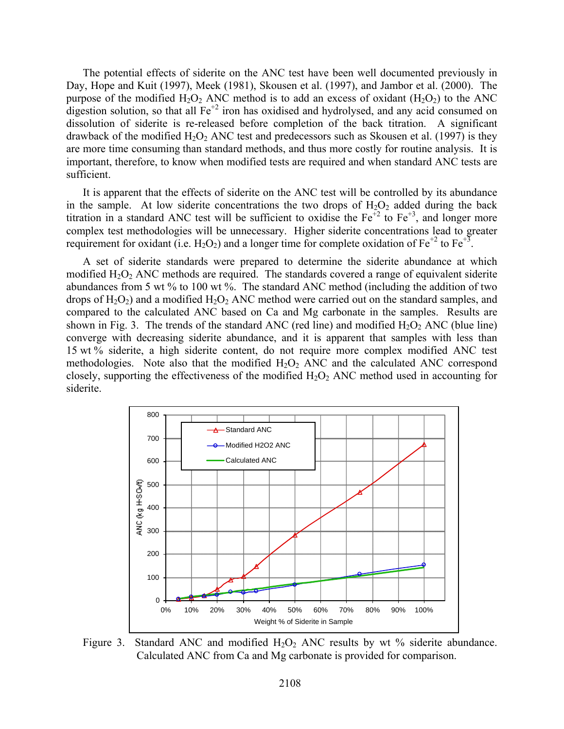The potential effects of siderite on the ANC test have been well documented previously in Day, Hope and Kuit (1997), Meek (1981), Skousen et al. (1997), and Jambor et al. (2000). The purpose of the modified $H_2O_2$ ANC method is to add an excess of oxidant ($H_2O_2$) to the ANC digestion solution, so that all $Fe^{+2}$ iron has oxidised and hydrolysed, and any acid consumed on dissolution of siderite is re-released before completion of the back titration. A significant drawback of the modified $H_2O_2$ ANC test and predecessors such as Skousen et al. (1997) is they are more time consuming than standard methods, and thus more costly for routine analysis. It is important, therefore, to know when modified tests are required and when standard ANC tests are sufficient.

It is apparent that the effects of siderite on the ANC test will be controlled by its abundance in the sample. At low siderite concentrations the two drops of $H_2O_2$ added during the back titration in a standard ANC test will be sufficient to oxidise the $Fe^{+2}$ to $Fe^{+3}$, and longer more complex test methodologies will be unnecessary. Higher siderite concentrations lead to greater requirement for oxidant (i.e. $H_2O_2$) and a longer time for complete oxidation of $Fe^{+2}$ to $Fe^{+3}$.

A set of siderite standards were prepared to determine the siderite abundance at which modified $H_2O_2$ ANC methods are required. The standards covered a range of equivalent siderite abundances from 5 wt % to 100 wt %. The standard ANC method (including the addition of two drops of $H_2O_2$) and a modified $H_2O_2$ ANC method were carried out on the standard samples, and compared to the calculated ANC based on Ca and Mg carbonate in the samples. Results are shown in Fig. 3. The trends of the standard ANC (red line) and modified $H_2O_2$ ANC (blue line) converge with decreasing siderite abundance, and it is apparent that samples with less than 15 wt % siderite, a high siderite content, do not require more complex modified ANC test methodologies. Note also that the modified $H_2O_2$ ANC and the calculated ANC correspond closely, supporting the effectiveness of the modified $H_2O_2$ ANC method used in accounting for siderite.

Figure 3. Standard ANC and modified $H_2O_2$ ANC results by wt % siderite abundance. Calculated ANC from Ca and Mg carbonate is provided for comparison.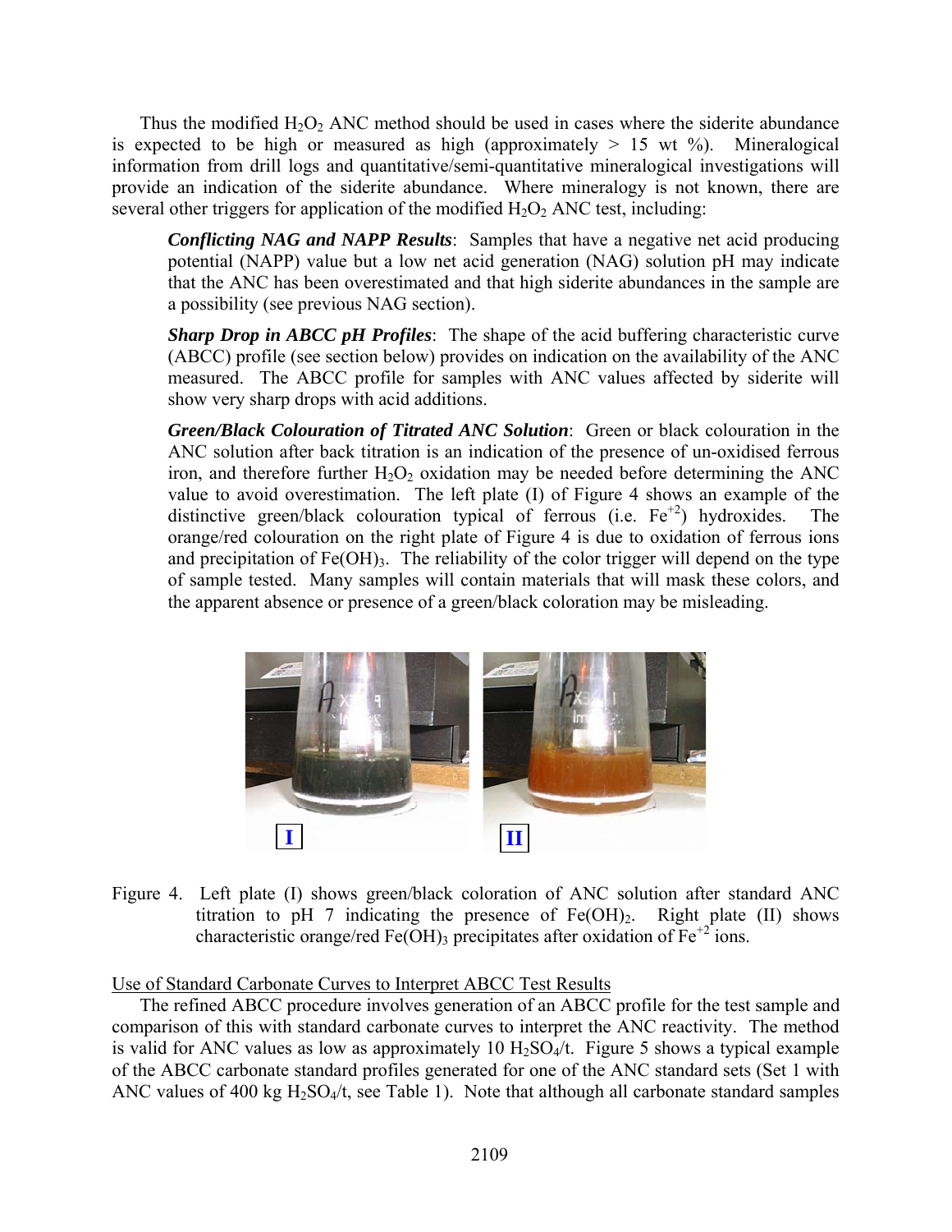Thus the modified $H_2O_2$ ANC method should be used in cases where the siderite abundance is expected to be high or measured as high (approximately > 15 wt %). Mineralogical information from drill logs and quantitative/semi-quantitative mineralogical investigations will provide an indication of the siderite abundance. Where mineralogy is not known, there are several other triggers for application of the modified $H_2O_2$ ANC test, including:

> ***Conflicting NAG and NAPP Results***: Samples that have a negative net acid producing potential (NAPP) value but a low net acid generation (NAG) solution pH may indicate that the ANC has been overestimated and that high siderite abundances in the sample are a possibility (see previous NAG section).
>
> ***Sharp Drop in ABCC pH Profiles***: The shape of the acid buffering characteristic curve (ABCC) profile (see section below) provides on indication on the availability of the ANC measured. The ABCC profile for samples with ANC values affected by siderite will show very sharp drops with acid additions.
>
> ***Green/Black Colouration of Titrated ANC Solution***: Green or black colouration in the ANC solution after back titration is an indication of the presence of un-oxidised ferrous iron, and therefore further $H_2O_2$ oxidation may be needed before determining the ANC value to avoid overestimation. The left plate (I) of Figure 4 shows an example of the distinctive green/black colouration typical of ferrous (i.e. $Fe^{+2}$) hydroxides. The orange/red colouration on the right plate of Figure 4 is due to oxidation of ferrous ions and precipitation of $Fe(OH)_3$. The reliability of the color trigger will depend on the type of sample tested. Many samples will contain materials that will mask these colors, and the apparent absence or presence of a green/black coloration may be misleading.

Figure 4. Left plate (I) shows green/black coloration of ANC solution after standard ANC titration to pH 7 indicating the presence of $Fe(OH)_2$. Right plate (II) shows characteristic orange/red $Fe(OH)_3$ precipitates after oxidation of $Fe^{+2}$ ions.

Use of Standard Carbonate Curves to Interpret ABCC Test Results

The refined ABCC procedure involves generation of an ABCC profile for the test sample and comparison of this with standard carbonate curves to interpret the ANC reactivity. The method is valid for ANC values as low as approximately 10 $H_2SO_4$/t. Figure 5 shows a typical example of the ABCC carbonate standard profiles generated for one of the ANC standard sets (Set 1 with ANC values of 400 kg $H_2SO_4$/t, see Table 1). Note that although all carbonate standard samples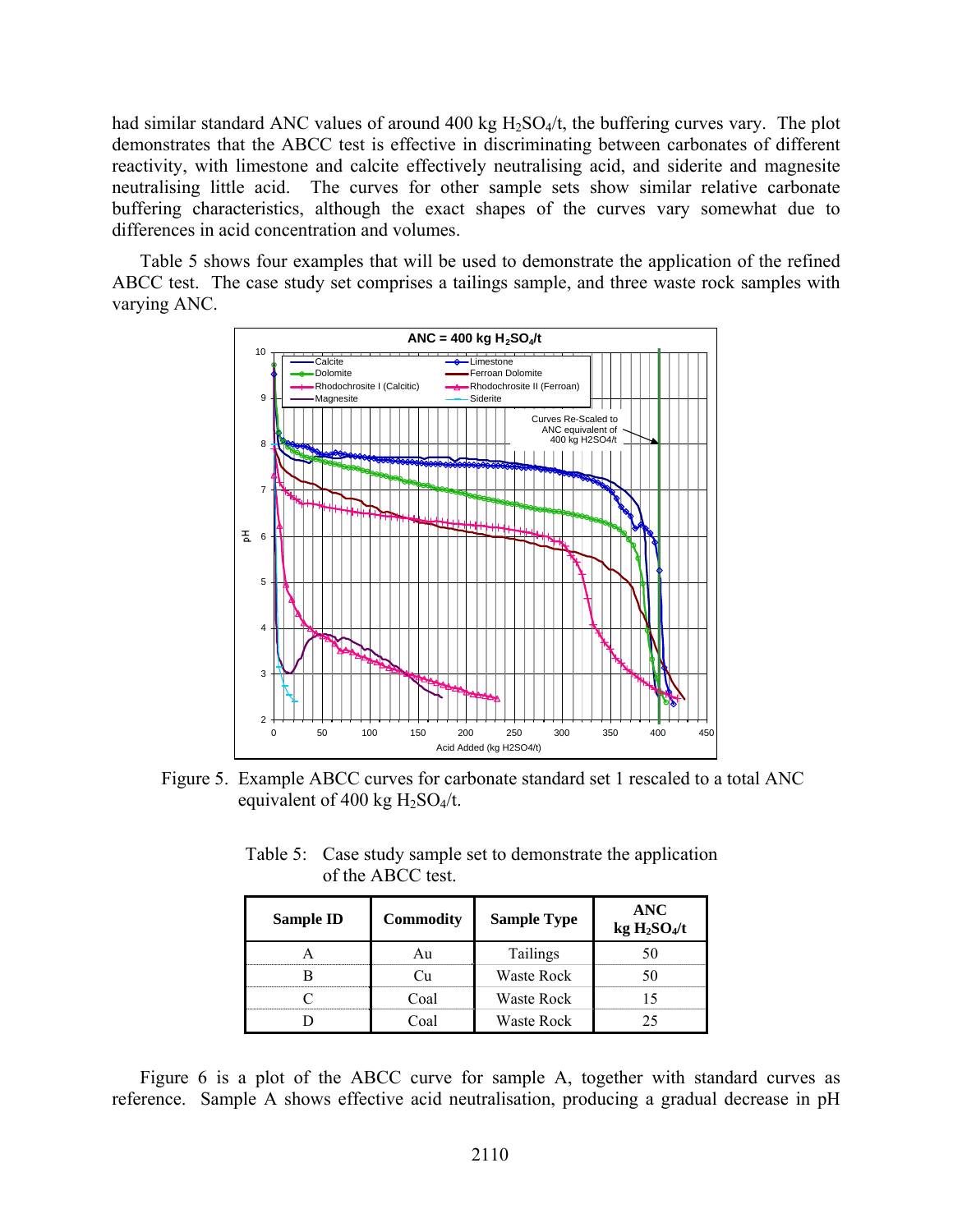had similar standard ANC values of around 400 kg $H_2SO_4$/t, the buffering curves vary. The plot demonstrates that the ABCC test is effective in discriminating between carbonates of different reactivity, with limestone and calcite effectively neutralising acid, and siderite and magnesite neutralising little acid. The curves for other sample sets show similar relative carbonate buffering characteristics, although the exact shapes of the curves vary somewhat due to differences in acid concentration and volumes.

Table 5 shows four examples that will be used to demonstrate the application of the refined ABCC test. The case study set comprises a tailings sample, and three waste rock samples with varying ANC.

Figure 5. Example ABCC curves for carbonate standard set 1 rescaled to a total ANC equivalent of 400 kg $H_2SO_4$/t.

Table 5: Case study sample set to demonstrate the application of the ABCC test.

| Sample ID | Commodity | Sample Type | ANC kg $H_2SO_4$/t |
|---|---|---|---|
| A | Au | Tailings | 50 |
| B | Cu | Waste Rock | 50 |
| C | Coal | Waste Rock | 15 |
| D | Coal | Waste Rock | 25 |

Figure 6 is a plot of the ABCC curve for sample A, together with standard curves as reference. Sample A shows effective acid neutralisation, producing a gradual decrease in pH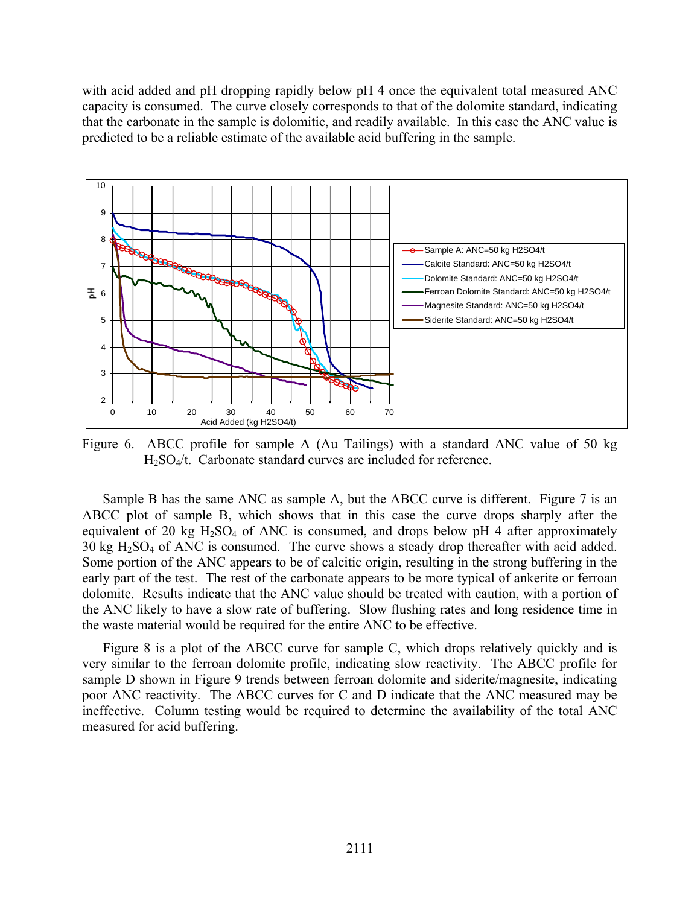with acid added and pH dropping rapidly below pH 4 once the equivalent total measured ANC capacity is consumed. The curve closely corresponds to that of the dolomite standard, indicating that the carbonate in the sample is dolomitic, and readily available. In this case the ANC value is predicted to be a reliable estimate of the available acid buffering in the sample.

Figure 6. ABCC profile for sample A (Au Tailings) with a standard ANC value of 50 kg $H_2SO_4$/t. Carbonate standard curves are included for reference.

Sample B has the same ANC as sample A, but the ABCC curve is different. Figure 7 is an ABCC plot of sample B, which shows that in this case the curve drops sharply after the equivalent of 20 kg $H_2SO_4$ of ANC is consumed, and drops below pH 4 after approximately 30 kg $H_2SO_4$ of ANC is consumed. The curve shows a steady drop thereafter with acid added. Some portion of the ANC appears to be of calcitic origin, resulting in the strong buffering in the early part of the test. The rest of the carbonate appears to be more typical of ankerite or ferroan dolomite. Results indicate that the ANC value should be treated with caution, with a portion of the ANC likely to have a slow rate of buffering. Slow flushing rates and long residence time in the waste material would be required for the entire ANC to be effective.

Figure 8 is a plot of the ABCC curve for sample C, which drops relatively quickly and is very similar to the ferroan dolomite profile, indicating slow reactivity. The ABCC profile for sample D shown in Figure 9 trends between ferroan dolomite and siderite/magnesite, indicating poor ANC reactivity. The ABCC curves for C and D indicate that the ANC measured may be ineffective. Column testing would be required to determine the availability of the total ANC measured for acid buffering.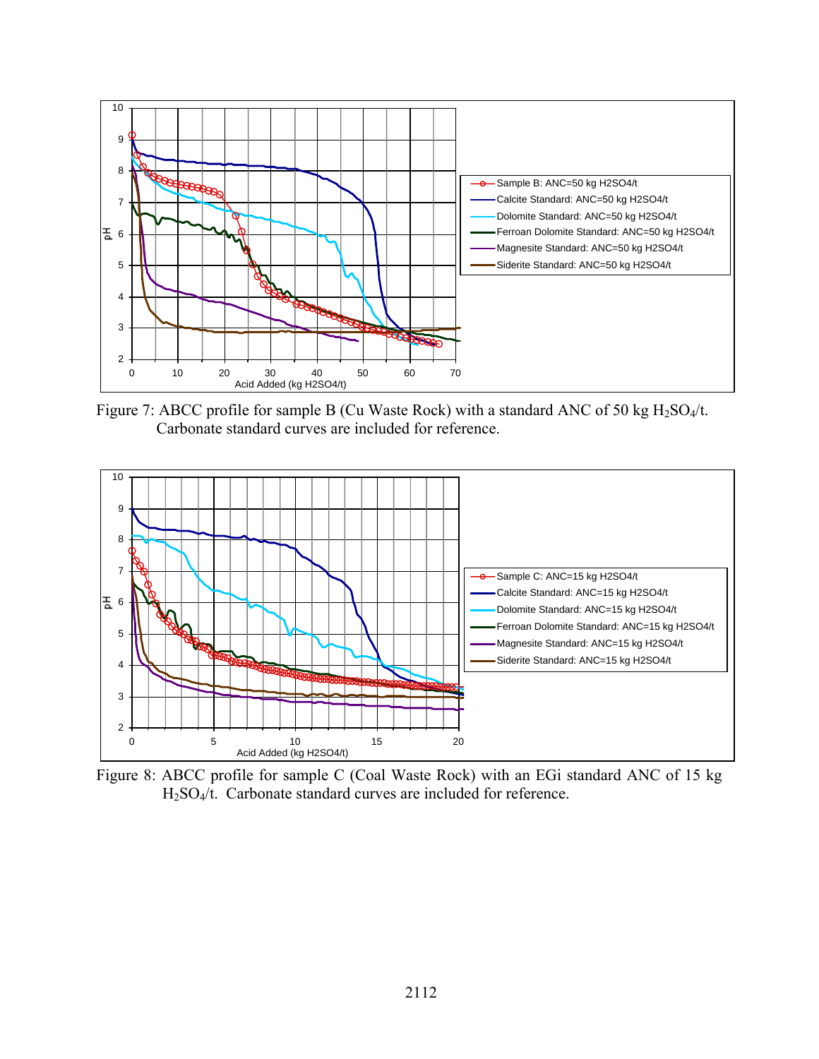Figure 7: ABCC profile for sample B (Cu Waste Rock) with a standard ANC of 50 kg $H_2SO_4$/t. Carbonate standard curves are included for reference.

Figure 8: ABCC profile for sample C (Coal Waste Rock) with an EGi standard ANC of 15 kg $H_2SO_4$/t. Carbonate standard curves are included for reference.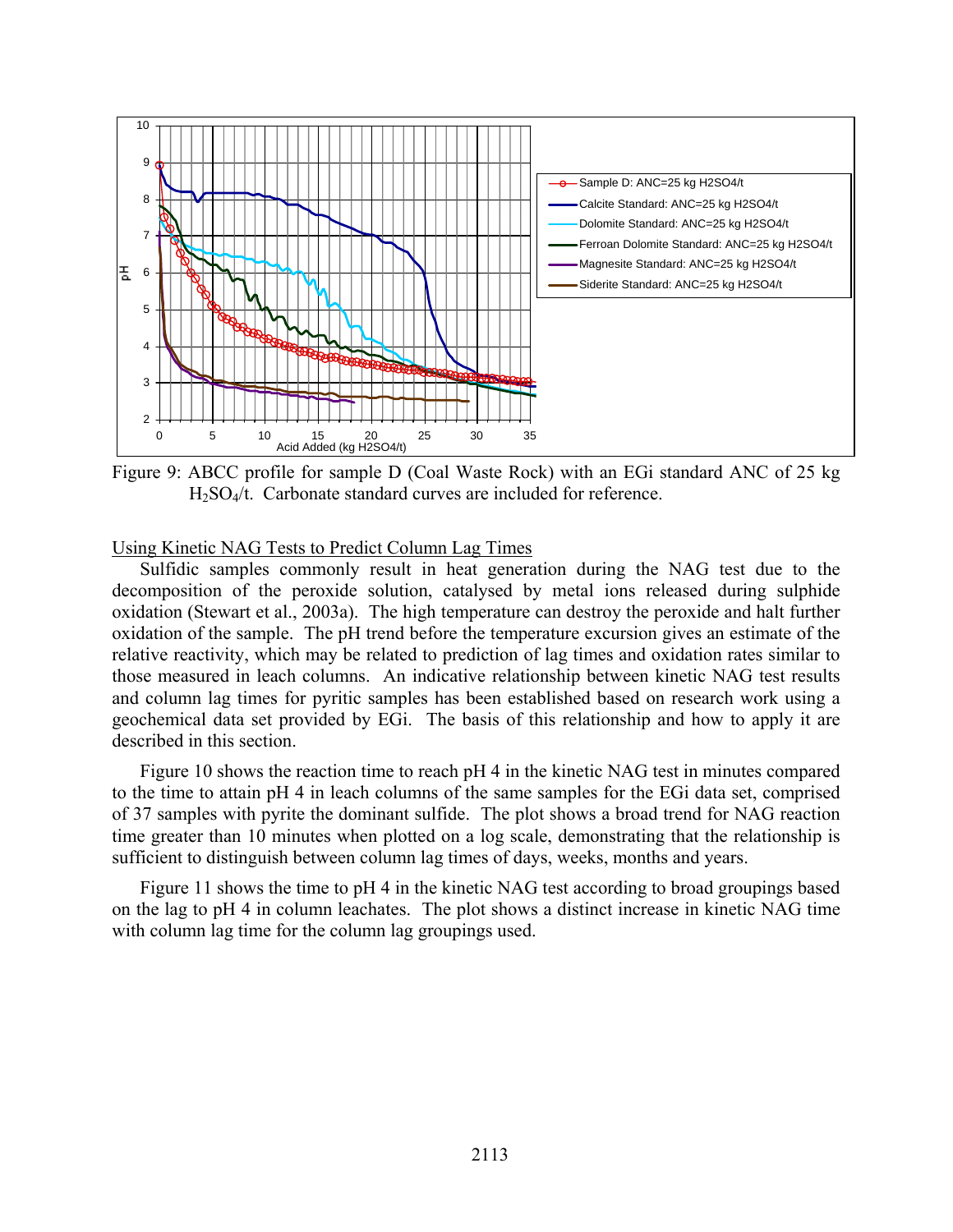Figure 9: ABCC profile for sample D (Coal Waste Rock) with an EGi standard ANC of 25 kg $H_2SO_4$/t. Carbonate standard curves are included for reference.

Using Kinetic NAG Tests to Predict Column Lag Times

Sulfidic samples commonly result in heat generation during the NAG test due to the decomposition of the peroxide solution, catalysed by metal ions released during sulphide oxidation (Stewart et al., 2003a). The high temperature can destroy the peroxide and halt further oxidation of the sample. The pH trend before the temperature excursion gives an estimate of the relative reactivity, which may be related to prediction of lag times and oxidation rates similar to those measured in leach columns. An indicative relationship between kinetic NAG test results and column lag times for pyritic samples has been established based on research work using a geochemical data set provided by EGi. The basis of this relationship and how to apply it are described in this section.

Figure 10 shows the reaction time to reach pH 4 in the kinetic NAG test in minutes compared to the time to attain pH 4 in leach columns of the same samples for the EGi data set, comprised of 37 samples with pyrite the dominant sulfide. The plot shows a broad trend for NAG reaction time greater than 10 minutes when plotted on a log scale, demonstrating that the relationship is sufficient to distinguish between column lag times of days, weeks, months and years.

Figure 11 shows the time to pH 4 in the kinetic NAG test according to broad groupings based on the lag to pH 4 in column leachates. The plot shows a distinct increase in kinetic NAG time with column lag time for the column lag groupings used.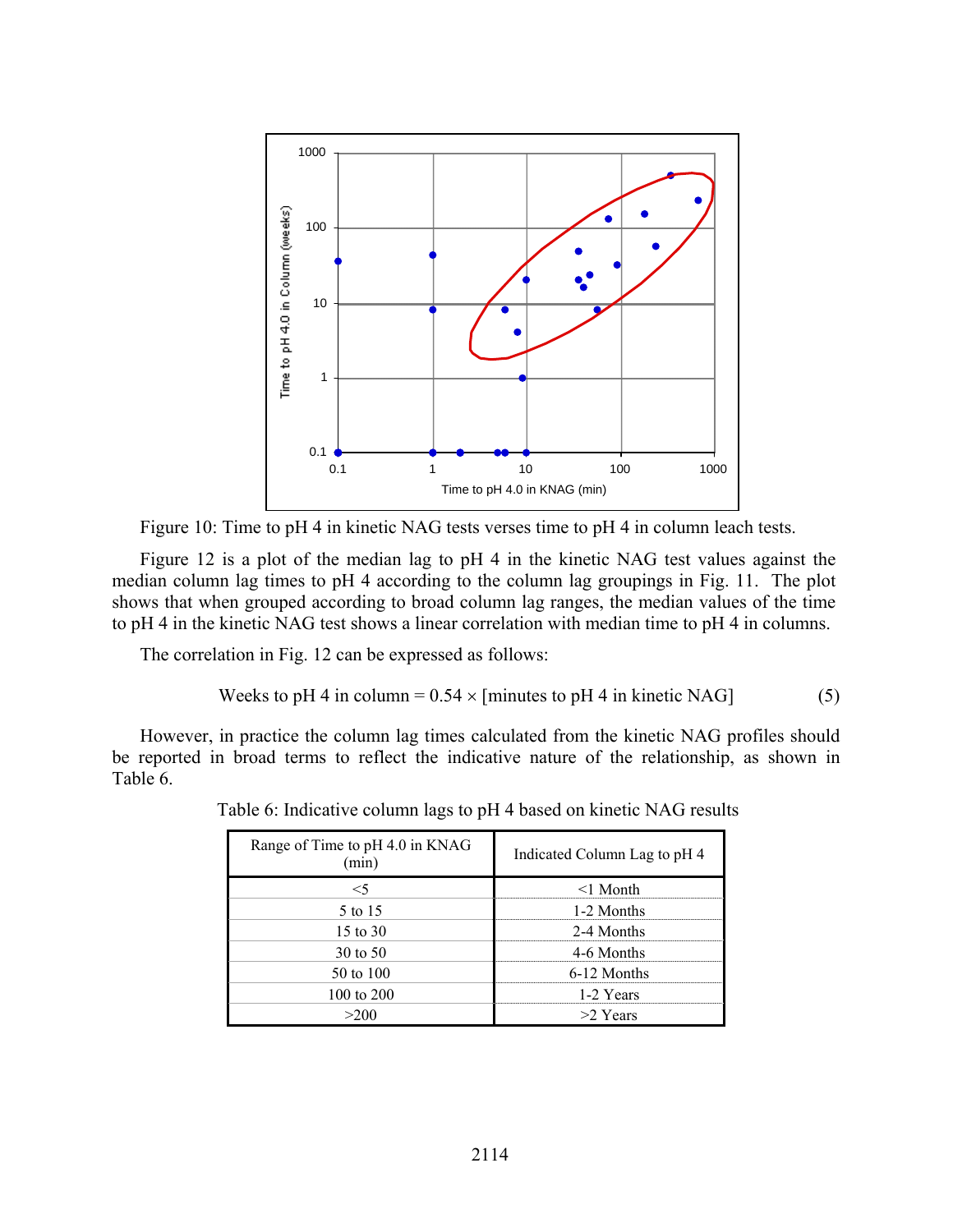Figure 10: Time to pH 4 in kinetic NAG tests verses time to pH 4 in column leach tests.

Figure 12 is a plot of the median lag to pH 4 in the kinetic NAG test values against the median column lag times to pH 4 according to the column lag groupings in Fig. 11. The plot shows that when grouped according to broad column lag ranges, the median values of the time to pH 4 in the kinetic NAG test shows a linear correlation with median time to pH 4 in columns.

The correlation in Fig. 12 can be expressed as follows:

$$\text{Weeks to pH 4 in column} = 0.54 \times [\text{minutes to pH 4 in kinetic NAG}] \tag{5}$$

However, in practice the column lag times calculated from the kinetic NAG profiles should be reported in broad terms to reflect the indicative nature of the relationship, as shown in Table 6.

Table 6: Indicative column lags to pH 4 based on kinetic NAG results

| Range of Time to pH 4.0 in KNAG (min) | Indicated Column Lag to pH 4 |
|---|---|
| <5 | <1 Month |
| 5 to 15 | 1-2 Months |
| 15 to 30 | 2-4 Months |
| 30 to 50 | 4-6 Months |
| 50 to 100 | 6-12 Months |
| 100 to 200 | 1-2 Years |
| >200 | >2 Years |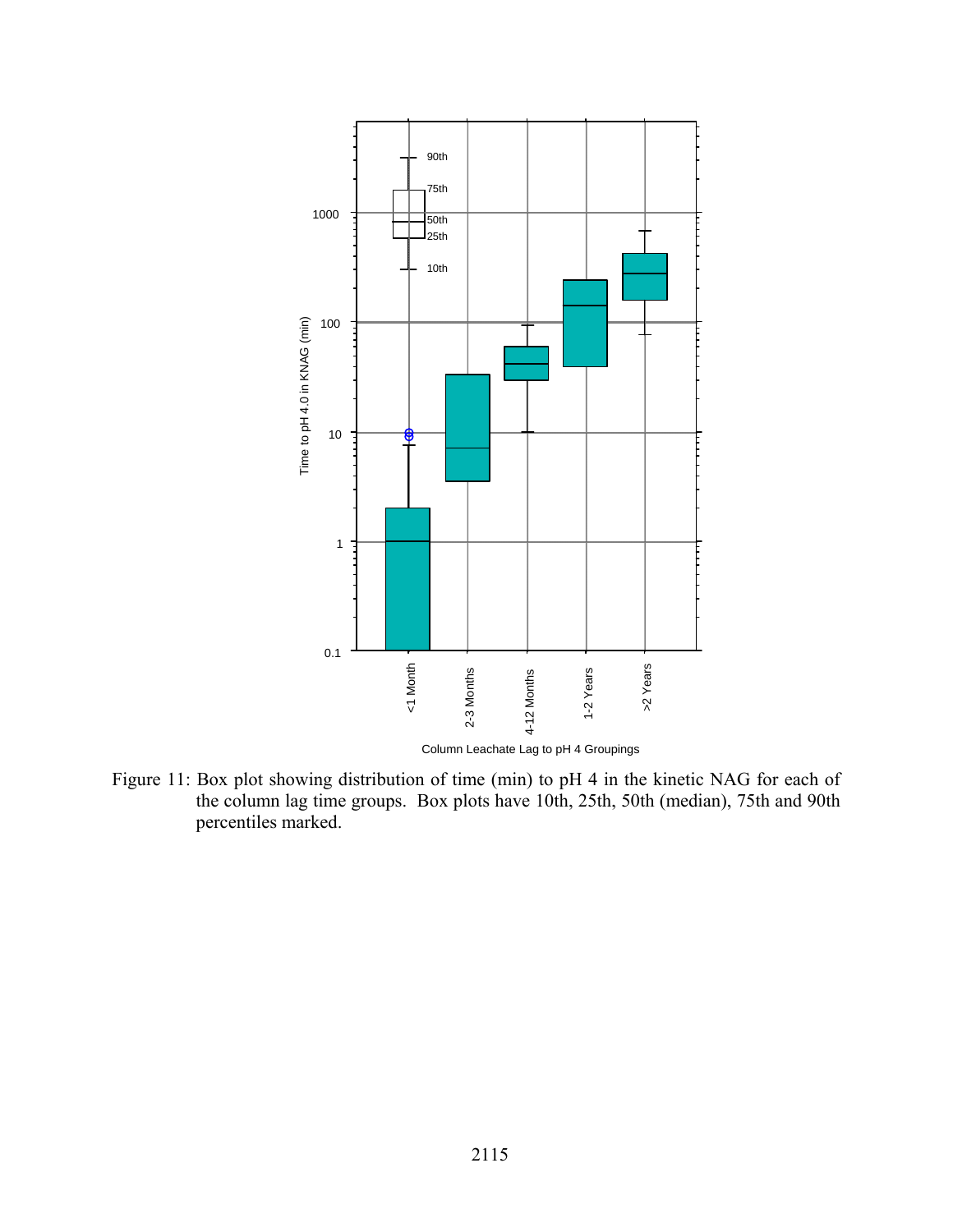Figure 11: Box plot showing distribution of time (min) to pH 4 in the kinetic NAG for each of the column lag time groups. Box plots have 10th, 25th, 50th (median), 75th and 90th percentiles marked.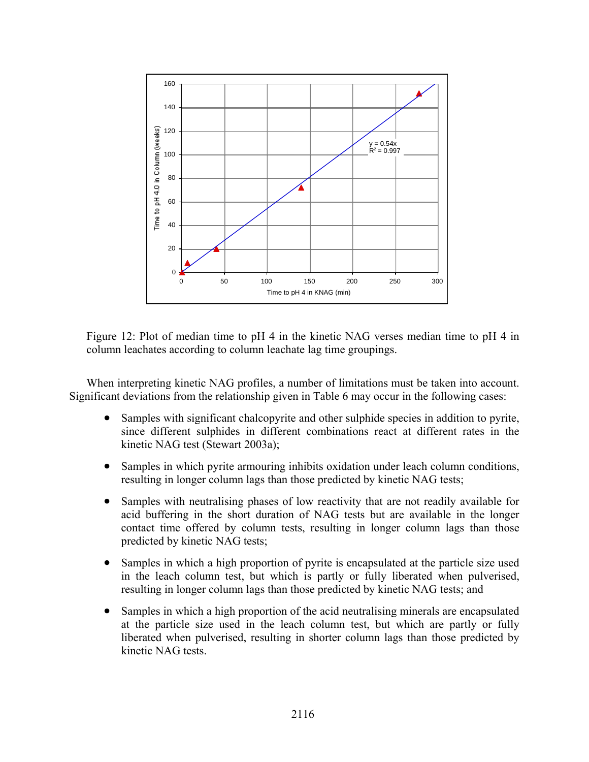Figure 12: Plot of median time to pH 4 in the kinetic NAG verses median time to pH 4 in column leachates according to column leachate lag time groupings.

When interpreting kinetic NAG profiles, a number of limitations must be taken into account. Significant deviations from the relationship given in Table 6 may occur in the following cases:

- Samples with significant chalcopyrite and other sulphide species in addition to pyrite, since different sulphides in different combinations react at different rates in the kinetic NAG test (Stewart 2003a);
- Samples in which pyrite armouring inhibits oxidation under leach column conditions, resulting in longer column lags than those predicted by kinetic NAG tests;
- Samples with neutralising phases of low reactivity that are not readily available for acid buffering in the short duration of NAG tests but are available in the longer contact time offered by column tests, resulting in longer column lags than those predicted by kinetic NAG tests;
- Samples in which a high proportion of pyrite is encapsulated at the particle size used in the leach column test, but which is partly or fully liberated when pulverised, resulting in longer column lags than those predicted by kinetic NAG tests; and
- Samples in which a high proportion of the acid neutralising minerals are encapsulated at the particle size used in the leach column test, but which are partly or fully liberated when pulverised, resulting in shorter column lags than those predicted by kinetic NAG tests.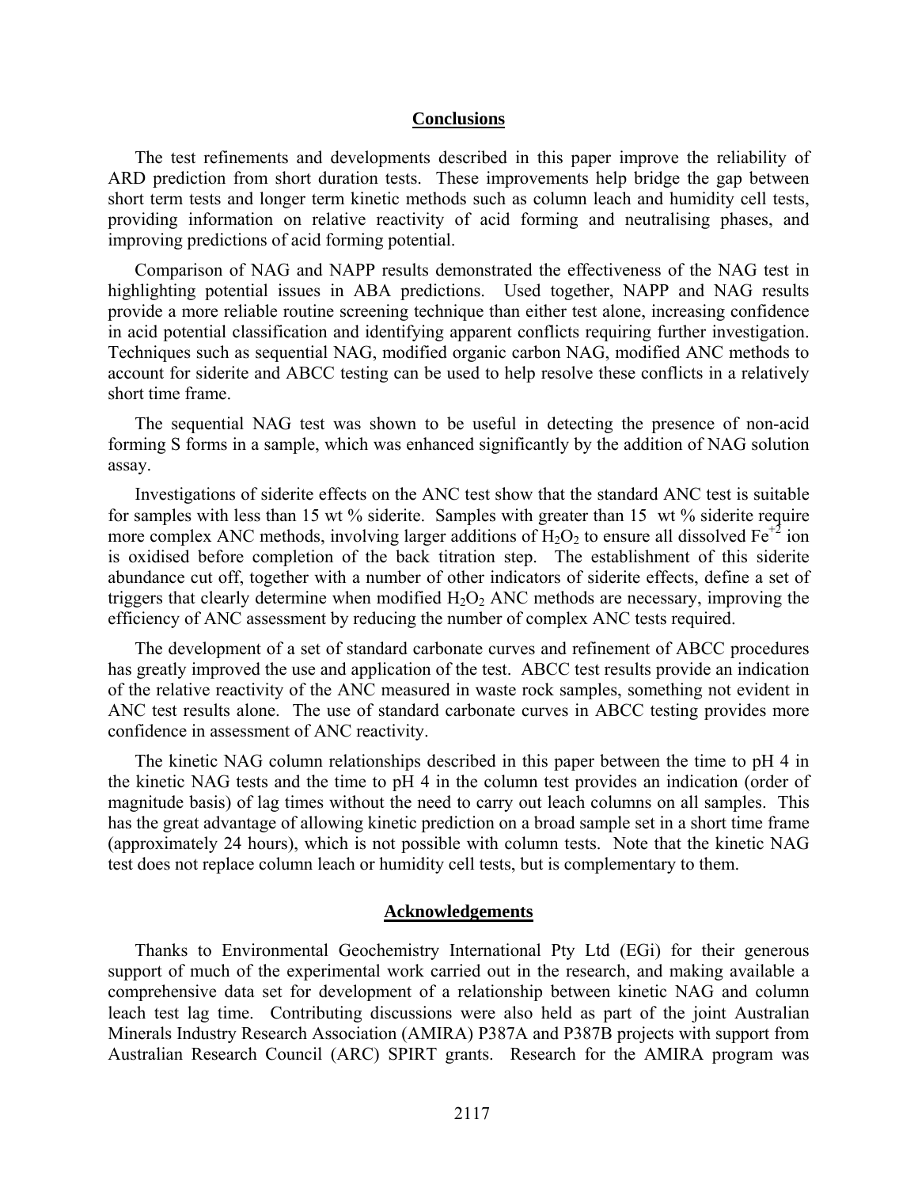## Conclusions

The test refinements and developments described in this paper improve the reliability of ARD prediction from short duration tests. These improvements help bridge the gap between short term tests and longer term kinetic methods such as column leach and humidity cell tests, providing information on relative reactivity of acid forming and neutralising phases, and improving predictions of acid forming potential.

Comparison of NAG and NAPP results demonstrated the effectiveness of the NAG test in highlighting potential issues in ABA predictions. Used together, NAPP and NAG results provide a more reliable routine screening technique than either test alone, increasing confidence in acid potential classification and identifying apparent conflicts requiring further investigation. Techniques such as sequential NAG, modified organic carbon NAG, modified ANC methods to account for siderite and ABCC testing can be used to help resolve these conflicts in a relatively short time frame.

The sequential NAG test was shown to be useful in detecting the presence of non-acid forming S forms in a sample, which was enhanced significantly by the addition of NAG solution assay.

Investigations of siderite effects on the ANC test show that the standard ANC test is suitable for samples with less than 15 wt % siderite. Samples with greater than 15 wt % siderite require more complex ANC methods, involving larger additions of $H_2O_2$ to ensure all dissolved $Fe^{+2}$ ion is oxidised before completion of the back titration step. The establishment of this siderite abundance cut off, together with a number of other indicators of siderite effects, define a set of triggers that clearly determine when modified $H_2O_2$ ANC methods are necessary, improving the efficiency of ANC assessment by reducing the number of complex ANC tests required.

The development of a set of standard carbonate curves and refinement of ABCC procedures has greatly improved the use and application of the test. ABCC test results provide an indication of the relative reactivity of the ANC measured in waste rock samples, something not evident in ANC test results alone. The use of standard carbonate curves in ABCC testing provides more confidence in assessment of ANC reactivity.

The kinetic NAG column relationships described in this paper between the time to pH 4 in the kinetic NAG tests and the time to pH 4 in the column test provides an indication (order of magnitude basis) of lag times without the need to carry out leach columns on all samples. This has the great advantage of allowing kinetic prediction on a broad sample set in a short time frame (approximately 24 hours), which is not possible with column tests. Note that the kinetic NAG test does not replace column leach or humidity cell tests, but is complementary to them.

## Acknowledgements

Thanks to Environmental Geochemistry International Pty Ltd (EGi) for their generous support of much of the experimental work carried out in the research, and making available a comprehensive data set for development of a relationship between kinetic NAG and column leach test lag time. Contributing discussions were also held as part of the joint Australian Minerals Industry Research Association (AMIRA) P387A and P387B projects with support from Australian Research Council (ARC) SPIRT grants. Research for the AMIRA program was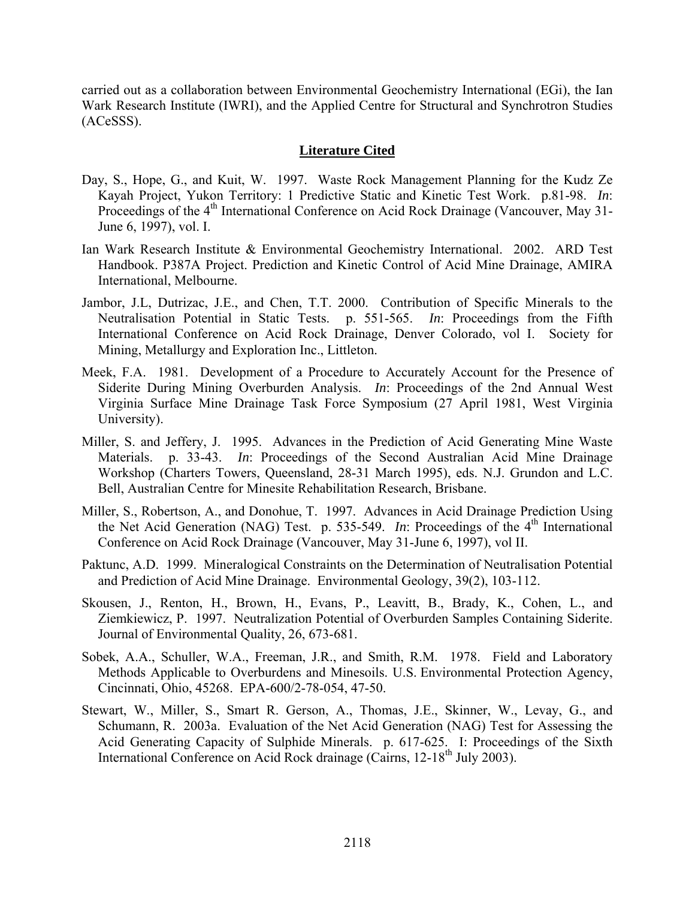carried out as a collaboration between Environmental Geochemistry International (EGi), the Ian Wark Research Institute (IWRI), and the Applied Centre for Structural and Synchrotron Studies (ACeSSS).

## Literature Cited

Day, S., Hope, G., and Kuit, W. 1997. Waste Rock Management Planning for the Kudz Ze Kayah Project, Yukon Territory: 1 Predictive Static and Kinetic Test Work. p.81-98. *In*: Proceedings of the 4th International Conference on Acid Rock Drainage (Vancouver, May 31-June 6, 1997), vol. I.

Ian Wark Research Institute & Environmental Geochemistry International. 2002. ARD Test Handbook. P387A Project. Prediction and Kinetic Control of Acid Mine Drainage, AMIRA International, Melbourne.

Jambor, J.L, Dutrizac, J.E., and Chen, T.T. 2000. Contribution of Specific Minerals to the Neutralisation Potential in Static Tests. p. 551-565. *In*: Proceedings from the Fifth International Conference on Acid Rock Drainage, Denver Colorado, vol I. Society for Mining, Metallurgy and Exploration Inc., Littleton.

Meek, F.A. 1981. Development of a Procedure to Accurately Account for the Presence of Siderite During Mining Overburden Analysis. *In*: Proceedings of the 2nd Annual West Virginia Surface Mine Drainage Task Force Symposium (27 April 1981, West Virginia University).

Miller, S. and Jeffery, J. 1995. Advances in the Prediction of Acid Generating Mine Waste Materials. p. 33-43. *In*: Proceedings of the Second Australian Acid Mine Drainage Workshop (Charters Towers, Queensland, 28-31 March 1995), eds. N.J. Grundon and L.C. Bell, Australian Centre for Minesite Rehabilitation Research, Brisbane.

Miller, S., Robertson, A., and Donohue, T. 1997. Advances in Acid Drainage Prediction Using the Net Acid Generation (NAG) Test. p. 535-549. *In*: Proceedings of the 4th International Conference on Acid Rock Drainage (Vancouver, May 31-June 6, 1997), vol II.

Paktunc, A.D. 1999. Mineralogical Constraints on the Determination of Neutralisation Potential and Prediction of Acid Mine Drainage. Environmental Geology, 39(2), 103-112.

Skousen, J., Renton, H., Brown, H., Evans, P., Leavitt, B., Brady, K., Cohen, L., and Ziemkiewicz, P. 1997. Neutralization Potential of Overburden Samples Containing Siderite. Journal of Environmental Quality, 26, 673-681.

Sobek, A.A., Schuller, W.A., Freeman, J.R., and Smith, R.M. 1978. Field and Laboratory Methods Applicable to Overburdens and Minesoils. U.S. Environmental Protection Agency, Cincinnati, Ohio, 45268. EPA-600/2-78-054, 47-50.

Stewart, W., Miller, S., Smart R. Gerson, A., Thomas, J.E., Skinner, W., Levay, G., and Schumann, R. 2003a. Evaluation of the Net Acid Generation (NAG) Test for Assessing the Acid Generating Capacity of Sulphide Minerals. p. 617-625. I: Proceedings of the Sixth International Conference on Acid Rock drainage (Cairns, 12-18th July 2003).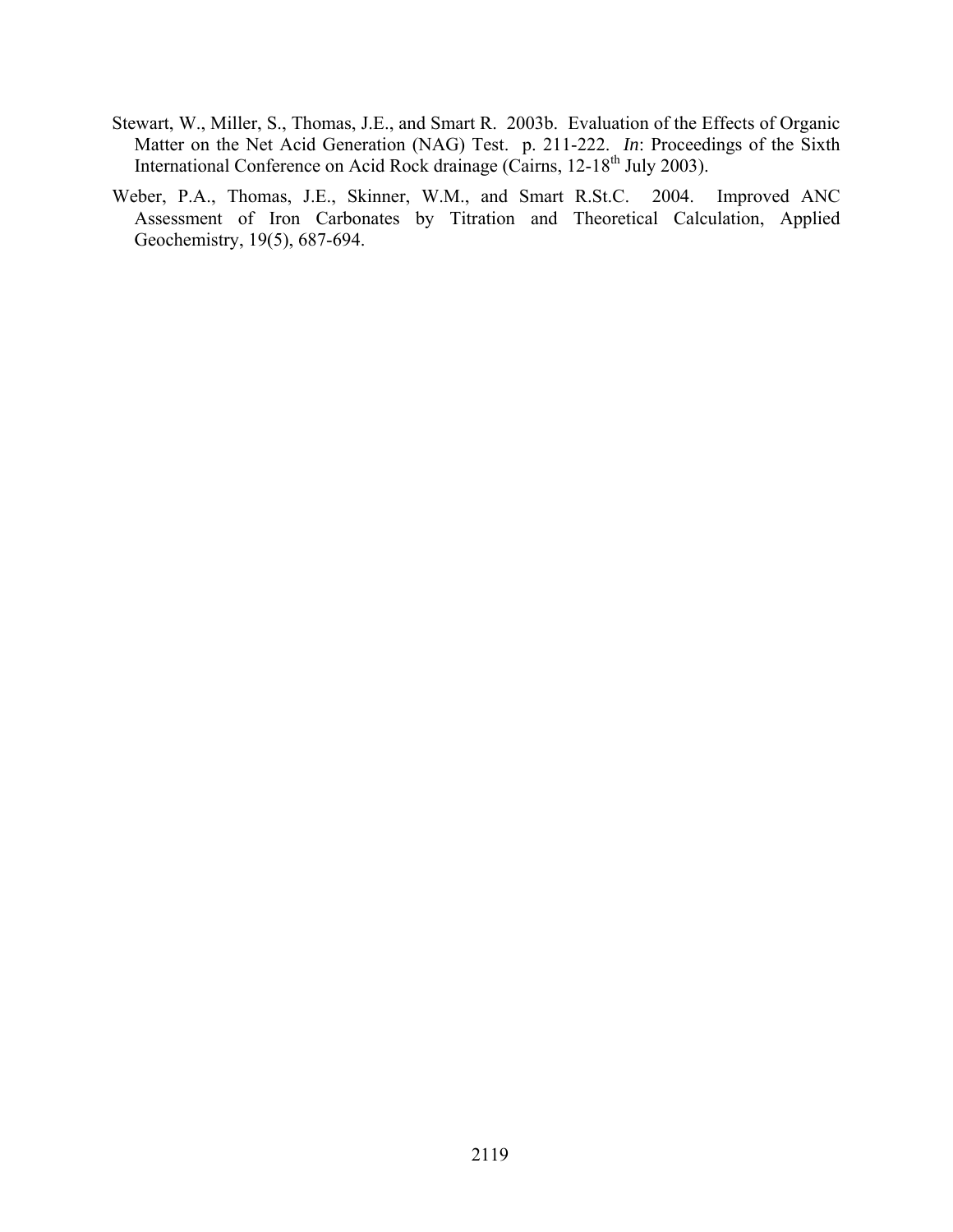Stewart, W., Miller, S., Thomas, J.E., and Smart R. 2003b. Evaluation of the Effects of Organic Matter on the Net Acid Generation (NAG) Test. p. 211-222. *In*: Proceedings of the Sixth International Conference on Acid Rock drainage (Cairns, 12-18$^{th}$ July 2003).

Weber, P.A., Thomas, J.E., Skinner, W.M., and Smart R.St.C. 2004. Improved ANC Assessment of Iron Carbonates by Titration and Theoretical Calculation, Applied Geochemistry, 19(5), 687-694.